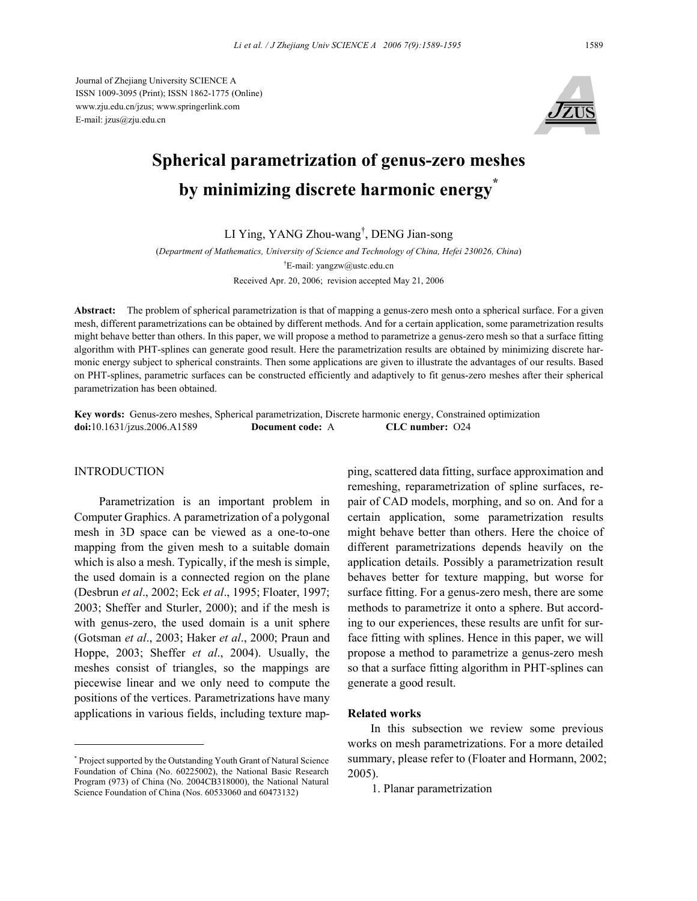Journal of Zhejiang University SCIENCE A
ISSN 1009-3095 (Print); ISSN 1862-1775 (Online)
www.zju.edu.cn/jzus; www.springerlink.com
E-mail: jzus@zju.edu.cn

# Spherical parametrization of genus-zero meshes by minimizing discrete harmonic energy*

LI Ying, YANG Zhou-wang†, DENG Jian-song

(*Department of Mathematics, University of Science and Technology of China, Hefei 230026, China*)

†E-mail: yangzw@ustc.edu.cn

Received Apr. 20, 2006; revision accepted May 21, 2006

**Abstract:** The problem of spherical parametrization is that of mapping a genus-zero mesh onto a spherical surface. For a given mesh, different parametrizations can be obtained by different methods. And for a certain application, some parametrization results might behave better than others. In this paper, we will propose a method to parametrize a genus-zero mesh so that a surface fitting algorithm with PHT-splines can generate good result. Here the parametrization results are obtained by minimizing discrete harmonic energy subject to spherical constraints. Then some applications are given to illustrate the advantages of our results. Based on PHT-splines, parametric surfaces can be constructed efficiently and adaptively to fit genus-zero meshes after their spherical parametrization has been obtained.

**Key words:** Genus-zero meshes, Spherical parametrization, Discrete harmonic energy, Constrained optimization
**doi:**10.1631/jzus.2006.A1589 **Document code:** A **CLC number:** O24

## INTRODUCTION

Parametrization is an important problem in Computer Graphics. A parametrization of a polygonal mesh in 3D space can be viewed as a one-to-one mapping from the given mesh to a suitable domain which is also a mesh. Typically, if the mesh is simple, the used domain is a connected region on the plane (Desbrun *et al*., 2002; Eck *et al*., 1995; Floater, 1997; 2003; Sheffer and Sturler, 2000); and if the mesh is with genus-zero, the used domain is a unit sphere (Gotsman *et al*., 2003; Haker *et al*., 2000; Praun and Hoppe, 2003; Sheffer *et al*., 2004). Usually, the meshes consist of triangles, so the mappings are piecewise linear and we only need to compute the positions of the vertices. Parametrizations have many applications in various fields, including texture mapping, scattered data fitting, surface approximation and remeshing, reparametrization of spline surfaces, repair of CAD models, morphing, and so on. And for a certain application, some parametrization results might behave better than others. Here the choice of different parametrizations depends heavily on the application details. Possibly a parametrization result behaves better for texture mapping, but worse for surface fitting. For a genus-zero mesh, there are some methods to parametrize it onto a sphere. But according to our experiences, these results are unfit for surface fitting with splines. Hence in this paper, we will propose a method to parametrize a genus-zero mesh so that a surface fitting algorithm in PHT-splines can generate a good result.

### Related works

In this subsection we review some previous works on mesh parametrizations. For a more detailed summary, please refer to (Floater and Hormann, 2002; 2005).

1. Planar parametrization

---

* Project supported by the Outstanding Youth Grant of Natural Science Foundation of China (No. 60225002), the National Basic Research Program (973) of China (No. 2004CB318000), the National Natural Science Foundation of China (Nos. 60533060 and 60473132)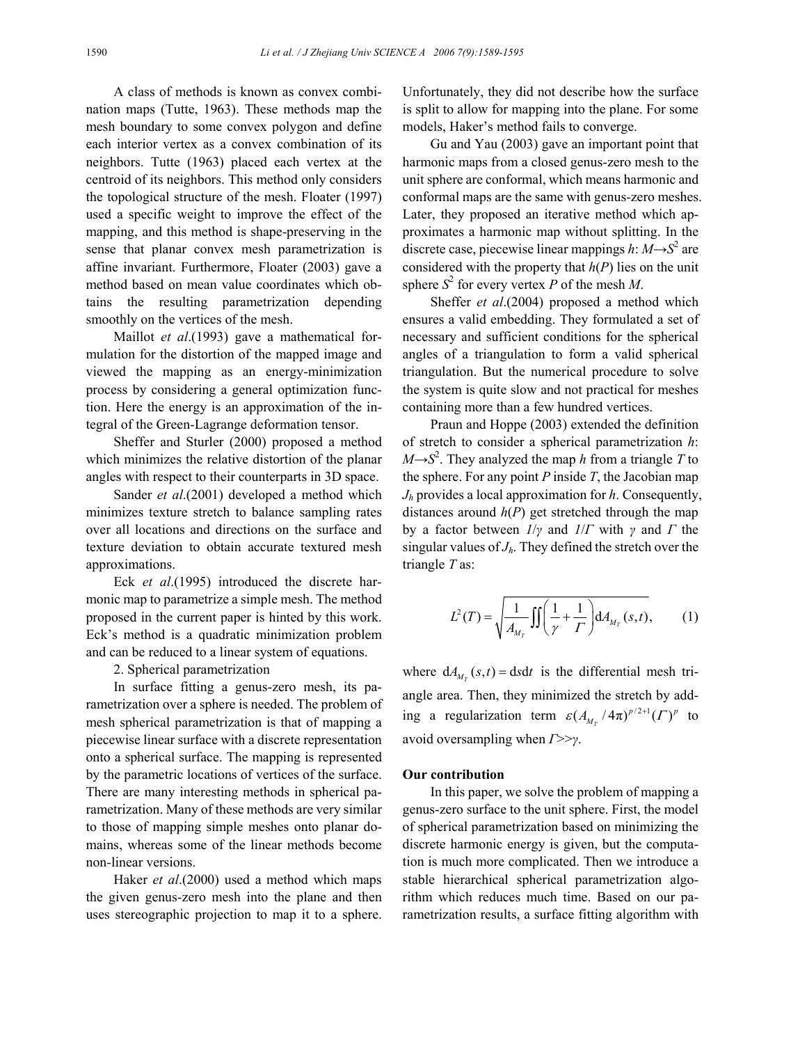A class of methods is known as convex combination maps (Tutte, 1963). These methods map the mesh boundary to some convex polygon and define each interior vertex as a convex combination of its neighbors. Tutte (1963) placed each vertex at the centroid of its neighbors. This method only considers the topological structure of the mesh. Floater (1997) used a specific weight to improve the effect of the mapping, and this method is shape-preserving in the sense that planar convex mesh parametrization is affine invariant. Furthermore, Floater (2003) gave a method based on mean value coordinates which obtains the resulting parametrization depending smoothly on the vertices of the mesh.

Maillot *et al*.(1993) gave a mathematical formulation for the distortion of the mapped image and viewed the mapping as an energy-minimization process by considering a general optimization function. Here the energy is an approximation of the integral of the Green-Lagrange deformation tensor.

Sheffer and Sturler (2000) proposed a method which minimizes the relative distortion of the planar angles with respect to their counterparts in 3D space.

Sander *et al*.(2001) developed a method which minimizes texture stretch to balance sampling rates over all locations and directions on the surface and texture deviation to obtain accurate textured mesh approximations.

Eck *et al*.(1995) introduced the discrete harmonic map to parametrize a simple mesh. The method proposed in the current paper is hinted by this work. Eck's method is a quadratic minimization problem and can be reduced to a linear system of equations.

2. Spherical parametrization

In surface fitting a genus-zero mesh, its parametrization over a sphere is needed. The problem of mesh spherical parametrization is that of mapping a piecewise linear surface with a discrete representation onto a spherical surface. The mapping is represented by the parametric locations of vertices of the surface. There are many interesting methods in spherical parametrization. Many of these methods are very similar to those of mapping simple meshes onto planar domains, whereas some of the linear methods become non-linear versions.

Haker *et al*.(2000) used a method which maps the given genus-zero mesh into the plane and then uses stereographic projection to map it to a sphere. Unfortunately, they did not describe how the surface is split to allow for mapping into the plane. For some models, Haker's method fails to converge.

Gu and Yau (2003) gave an important point that harmonic maps from a closed genus-zero mesh to the unit sphere are conformal, which means harmonic and conformal maps are the same with genus-zero meshes. Later, they proposed an iterative method which approximates a harmonic map without splitting. In the discrete case, piecewise linear mappings $h$: $M \rightarrow S^2$ are considered with the property that $h(P)$ lies on the unit sphere $S^2$ for every vertex $P$ of the mesh $M$.

Sheffer *et al*.(2004) proposed a method which ensures a valid embedding. They formulated a set of necessary and sufficient conditions for the spherical angles of a triangulation to form a valid spherical triangulation. But the numerical procedure to solve the system is quite slow and not practical for meshes containing more than a few hundred vertices.

Praun and Hoppe (2003) extended the definition of stretch to consider a spherical parametrization $h$: $M \rightarrow S^2$. They analyzed the map $h$ from a triangle $T$ to the sphere. For any point $P$ inside $T$, the Jacobian map $J_h$ provides a local approximation for $h$. Consequently, distances around $h(P)$ get stretched through the map by a factor between $1/\gamma$ and $1/\Gamma$ with $\gamma$ and $\Gamma$ the singular values of $J_h$. They defined the stretch over the triangle $T$ as:

$$L^2(T) = \sqrt{\frac{1}{A_{M_T}} \iint \left( \frac{1}{\gamma} + \frac{1}{\Gamma} \right) \mathrm{d}A_{M_T}(s,t)}, \tag{1}$$

where $\mathrm{d}A_{M_T}(s,t) = \mathrm{d}s\mathrm{d}t$ is the differential mesh triangle area. Then, they minimized the stretch by adding a regularization term $\varepsilon(A_{M_T}/4\pi)^{p/2+1}(\Gamma)^p$ to avoid oversampling when $\Gamma >> \gamma$.

**Our contribution**

In this paper, we solve the problem of mapping a genus-zero surface to the unit sphere. First, the model of spherical parametrization based on minimizing the discrete harmonic energy is given, but the computation is much more complicated. Then we introduce a stable hierarchical spherical parametrization algorithm which reduces much time. Based on our parametrization results, a surface fitting algorithm with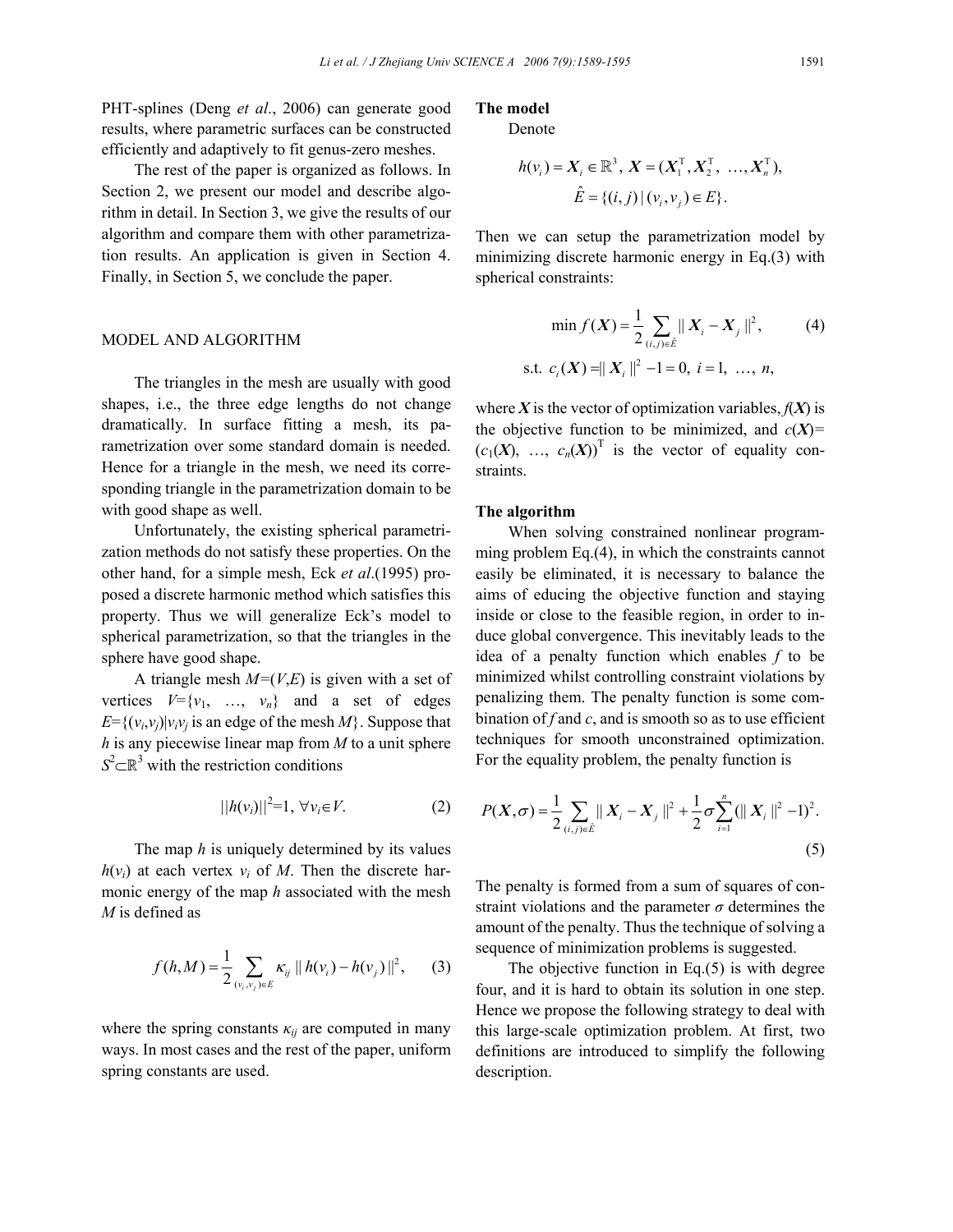PHT-splines (Deng *et al*., 2006) can generate good results, where parametric surfaces can be constructed efficiently and adaptively to fit genus-zero meshes.

The rest of the paper is organized as follows. In Section 2, we present our model and describe algorithm in detail. In Section 3, we give the results of our algorithm and compare them with other parametrization results. An application is given in Section 4. Finally, in Section 5, we conclude the paper.

## MODEL AND ALGORITHM

The triangles in the mesh are usually with good shapes, i.e., the three edge lengths do not change dramatically. In surface fitting a mesh, its parametrization over some standard domain is needed. Hence for a triangle in the mesh, we need its corresponding triangle in the parametrization domain to be with good shape as well.

Unfortunately, the existing spherical parametrization methods do not satisfy these properties. On the other hand, for a simple mesh, Eck *et al*.(1995) proposed a discrete harmonic method which satisfies this property. Thus we will generalize Eck's model to spherical parametrization, so that the triangles in the sphere have good shape.

A triangle mesh $M=(V,E)$ is given with a set of vertices $V=\{v_1, \ldots, v_n\}$ and a set of edges $E=\{(v_i,v_j)|v_iv_j$ is an edge of the mesh $M\}$. Suppose that $h$ is any piecewise linear map from $M$ to a unit sphere $S^2\subset\mathbb{R}^3$ with the restriction conditions

$$||h(v_i)||^2=1,\ \forall v_i\in V. \tag{2}$$

The map $h$ is uniquely determined by its values $h(v_i)$ at each vertex $v_i$ of $M$. Then the discrete harmonic energy of the map $h$ associated with the mesh $M$ is defined as

$$f(h,M)=\frac{1}{2}\sum_{(v_i,v_j)\in E}\kappa_{ij}\,||\,h(v_i)-h(v_j)\,||^2, \tag{3}$$

where the spring constants $\kappa_{ij}$ are computed in many ways. In most cases and the rest of the paper, uniform spring constants are used.

### The model

Denote

$$h(v_i)=\boldsymbol{X}_i\in\mathbb{R}^3,\ \boldsymbol{X}=(\boldsymbol{X}_1^{\mathrm{T}},\boldsymbol{X}_2^{\mathrm{T}},\ \ldots,\boldsymbol{X}_n^{\mathrm{T}}),$$
$$\hat{E}=\{(i,j)\,|\,(v_i,v_j)\in E\}.$$

Then we can setup the parametrization model by minimizing discrete harmonic energy in Eq.(3) with spherical constraints:

$$\min f(\boldsymbol{X})=\frac{1}{2}\sum_{(i,j)\in\hat{E}}||\,\boldsymbol{X}_i-\boldsymbol{X}_j\,||^2, \tag{4}$$
$$\text{s.t. } c_i(\boldsymbol{X})=||\,\boldsymbol{X}_i\,||^2-1=0,\ i=1,\ \ldots,\ n,$$

where $\boldsymbol{X}$ is the vector of optimization variables, $f(\boldsymbol{X})$ is the objective function to be minimized, and $c(\boldsymbol{X})=(c_1(\boldsymbol{X}),\ \ldots,\ c_n(\boldsymbol{X}))^{\mathrm{T}}$ is the vector of equality constraints.

### The algorithm

When solving constrained nonlinear programming problem Eq.(4), in which the constraints cannot easily be eliminated, it is necessary to balance the aims of educing the objective function and staying inside or close to the feasible region, in order to induce global convergence. This inevitably leads to the idea of a penalty function which enables $f$ to be minimized whilst controlling constraint violations by penalizing them. The penalty function is some combination of $f$ and $c$, and is smooth so as to use efficient techniques for smooth unconstrained optimization. For the equality problem, the penalty function is

$$P(\boldsymbol{X},\sigma)=\frac{1}{2}\sum_{(i,j)\in\hat{E}}||\,\boldsymbol{X}_i-\boldsymbol{X}_j\,||^2+\frac{1}{2}\sigma\sum_{i=1}^{n}(||\,\boldsymbol{X}_i\,||^2-1)^2. \tag{5}$$

The penalty is formed from a sum of squares of constraint violations and the parameter $\sigma$ determines the amount of the penalty. Thus the technique of solving a sequence of minimization problems is suggested.

The objective function in Eq.(5) is with degree four, and it is hard to obtain its solution in one step. Hence we propose the following strategy to deal with this large-scale optimization problem. At first, two definitions are introduced to simplify the following description.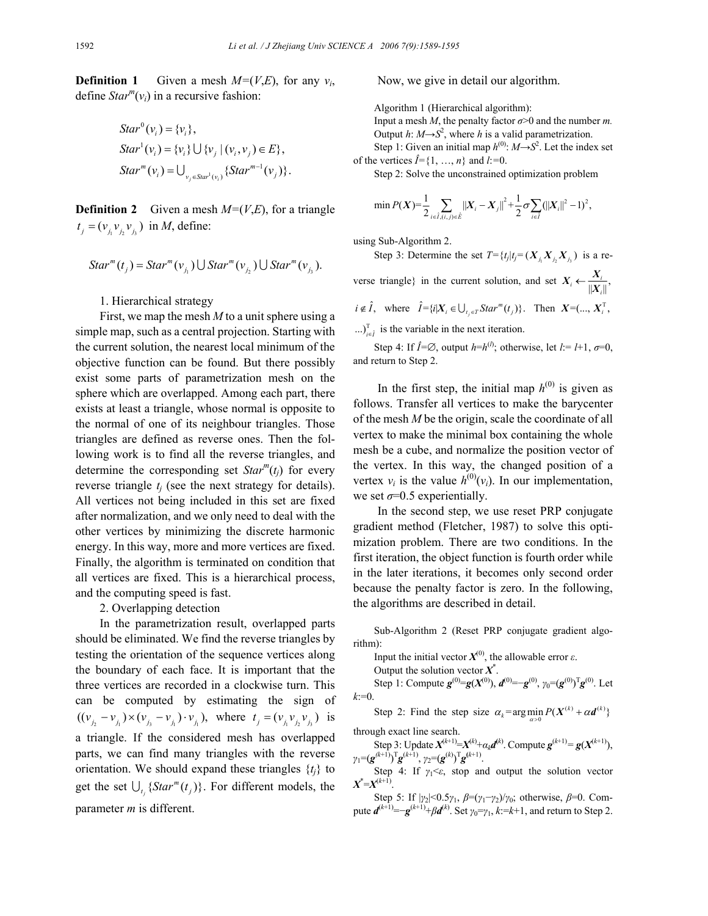**Definition 1** Given a mesh $M=(V,E)$, for any $v_i$, define $Star^m(v_i)$ in a recursive fashion:

$$Star^0(v_i)=\{v_i\},$$
$$Star^1(v_i)=\{v_i\}\bigcup\{v_j\mid(v_i,v_j)\in E\},$$
$$Star^m(v_i)=\bigcup_{v_j\in Star^1(v_i)}\{Star^{m-1}(v_j)\}.$$

**Definition 2** Given a mesh $M=(V,E)$, for a triangle $t_j=(v_{j_1}v_{j_2}v_{j_3})$ in $M$, define:

$$Star^m(t_j)=Star^m(v_{j_1})\bigcup Star^m(v_{j_2})\bigcup Star^m(v_{j_3}).$$

1. Hierarchical strategy

First, we map the mesh $M$ to a unit sphere using a simple map, such as a central projection. Starting with the current solution, the nearest local minimum of the objective function can be found. But there possibly exist some parts of parametrization mesh on the sphere which are overlapped. Among each part, there exists at least a triangle, whose normal is opposite to the normal of one of its neighbour triangles. Those triangles are defined as reverse ones. Then the following work is to find all the reverse triangles, and determine the corresponding set $Star^m(t_j)$ for every reverse triangle $t_j$ (see the next strategy for details). All vertices not being included in this set are fixed after normalization, and we only need to deal with the other vertices by minimizing the discrete harmonic energy. In this way, more and more vertices are fixed. Finally, the algorithm is terminated on condition that all vertices are fixed. This is a hierarchical process, and the computing speed is fast.

2. Overlapping detection

In the parametrization result, overlapped parts should be eliminated. We find the reverse triangles by testing the orientation of the sequence vertices along the boundary of each face. It is important that the three vertices are recorded in a clockwise turn. This can be computed by estimating the sign of $((v_{j_2}-v_{j_1})\times(v_{j_3}-v_{j_1})\cdot v_{j_1})$, where $t_j=(v_{j_1}v_{j_2}v_{j_3})$ is a triangle. If the considered mesh has overlapped parts, we can find many triangles with the reverse orientation. We should expand these triangles $\{t_j\}$ to get the set $\bigcup_{t_j}\{Star^m(t_j)\}$. For different models, the parameter $m$ is different.

Now, we give in detail our algorithm.

Algorithm 1 (Hierarchical algorithm):

Input a mesh $M$, the penalty factor $\sigma>0$ and the number $m$.

Output $h$: $M\rightarrow S^2$, where $h$ is a valid parametrization.

Step 1: Given an initial map $h^{(0)}$: $M\rightarrow S^2$. Let the index set of the vertices $\hat{I}=\{1, \ldots, n\}$ and $l:=0$.

Step 2: Solve the unconstrained optimization problem

$$\min P(\boldsymbol{X})=\frac{1}{2}\sum_{i\in\hat{I},(i,j)\in\hat{E}}\|\boldsymbol{X}_i-\boldsymbol{X}_j\|^2+\frac{1}{2}\sigma\sum_{i\in\hat{I}}(\|\boldsymbol{X}_i\|^2-1)^2,$$

using Sub-Algorithm 2.

Step 3: Determine the set $T=\{t_j|t_j=(\boldsymbol{X}_{j_1}\boldsymbol{X}_{j_2}\boldsymbol{X}_{j_3})$ is a reverse triangle$\}$ in the current solution, and set $\boldsymbol{X}_i\leftarrow\frac{\boldsymbol{X}_i}{\|\boldsymbol{X}_i\|}$, $i\notin\hat{I}$, where $\hat{I}=\{i|\boldsymbol{X}_i\in\bigcup_{t_j\in T}Star^m(t_j)\}$. Then $\boldsymbol{X}=(\ldots,\boldsymbol{X}_i^{\mathrm{T}},\ldots)^{\mathrm{T}}_{i\in\hat{I}}$ is the variable in the next iteration.

Step 4: If $\hat{I}=\varnothing$, output $h=h^{(l)}$; otherwise, let $l:=l+1$, $\sigma=0$, and return to Step 2.

In the first step, the initial map $h^{(0)}$ is given as follows. Transfer all vertices to make the barycenter of the mesh $M$ be the origin, scale the coordinate of all vertex to make the minimal box containing the whole mesh be a cube, and normalize the position vector of the vertex. In this way, the changed position of a vertex $v_i$ is the value $h^{(0)}(v_i)$. In our implementation, we set $\sigma=0.5$ experientially.

In the second step, we use reset PRP conjugate gradient method (Fletcher, 1987) to solve this optimization problem. There are two conditions. In the first iteration, the object function is fourth order while in the later iterations, it becomes only second order because the penalty factor is zero. In the following, the algorithms are described in detail.

Sub-Algorithm 2 (Reset PRP conjugate gradient algorithm):

Input the initial vector $\boldsymbol{X}^{(0)}$, the allowable error $\varepsilon$.

Output the solution vector $\boldsymbol{X}^*$.

Step 1: Compute $\boldsymbol{g}^{(0)}=\boldsymbol{g}(\boldsymbol{X}^{(0)})$, $\boldsymbol{d}^{(0)}=-\boldsymbol{g}^{(0)}$, $\gamma_0=(\boldsymbol{g}^{(0)})^{\mathrm{T}}\boldsymbol{g}^{(0)}$. Let $k:=0$.

Step 2: Find the step size $\alpha_k=\arg\min_{\alpha>0}P(\boldsymbol{X}^{(k)}+\alpha\boldsymbol{d}^{(k)})$ through exact line search.

Step 3: Update $\boldsymbol{X}^{(k+1)}=\boldsymbol{X}^{(k)}+\alpha_k\boldsymbol{d}^{(k)}$. Compute $\boldsymbol{g}^{(k+1)}=\boldsymbol{g}(\boldsymbol{X}^{(k+1)})$, $\gamma_1=(\boldsymbol{g}^{(k+1)})^{\mathrm{T}}\boldsymbol{g}^{(k+1)}$, $\gamma_2=(\boldsymbol{g}^{(k)})^{\mathrm{T}}\boldsymbol{g}^{(k+1)}$.

Step 4: If $\gamma_1<\varepsilon$, stop and output the solution vector $\boldsymbol{X}^*=\boldsymbol{X}^{(k+1)}$.

Step 5: If $|\gamma_2|<0.5\gamma_1$, $\beta=(\gamma_1-\gamma_2)/\gamma_0$; otherwise, $\beta=0$. Compute $\boldsymbol{d}^{(k+1)}=-\boldsymbol{g}^{(k+1)}+\beta\boldsymbol{d}^{(k)}$. Set $\gamma_0=\gamma_1$, $k:=k+1$, and return to Step 2.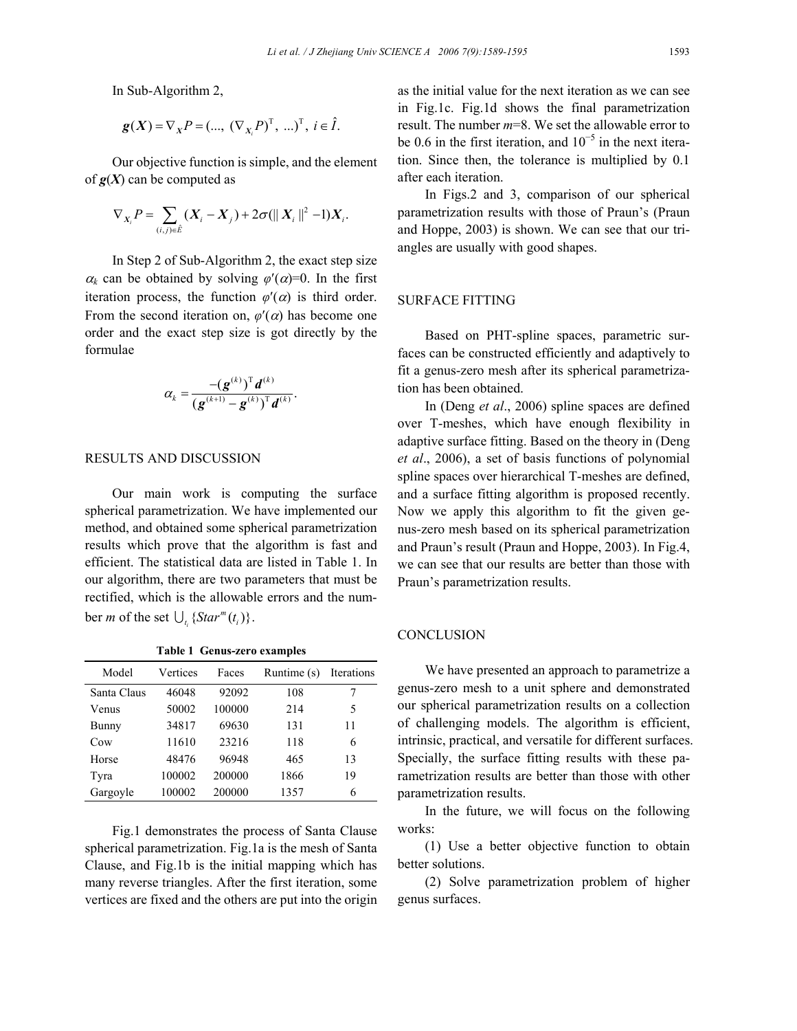In Sub-Algorithm 2,

$$\boldsymbol{g}(\boldsymbol{X}) = \nabla_{\boldsymbol{X}} P = (..., (\nabla_{\boldsymbol{X}_i} P)^{\mathrm{T}}, ...)^{\mathrm{T}}, \ i \in \hat{I}.$$

Our objective function is simple, and the element of $\boldsymbol{g}(\boldsymbol{X})$ can be computed as

$$\nabla_{\boldsymbol{X}_i} P = \sum_{(i,j)\in \hat{E}} (\boldsymbol{X}_i - \boldsymbol{X}_j) + 2\sigma(\|\boldsymbol{X}_i\|^2 - 1)\boldsymbol{X}_i.$$

In Step 2 of Sub-Algorithm 2, the exact step size $\alpha_k$ can be obtained by solving $\varphi'(\alpha)=0$. In the first iteration process, the function $\varphi'(\alpha)$ is third order. From the second iteration on, $\varphi'(\alpha)$ has become one order and the exact step size is got directly by the formulae

$$\alpha_k = \frac{-(\boldsymbol{g}^{(k)})^{\mathrm{T}} \boldsymbol{d}^{(k)}}{(\boldsymbol{g}^{(k+1)} - \boldsymbol{g}^{(k)})^{\mathrm{T}} \boldsymbol{d}^{(k)}}.$$

## RESULTS AND DISCUSSION

Our main work is computing the surface spherical parametrization. We have implemented our method, and obtained some spherical parametrization results which prove that the algorithm is fast and efficient. The statistical data are listed in Table 1. In our algorithm, there are two parameters that must be rectified, which is the allowable errors and the number $m$ of the set $\bigcup_{t_i} \{Star^m(t_i)\}$.

**Table 1 Genus-zero examples**

| Model | Vertices | Faces | Runtime (s) | Iterations |
|---|---|---|---|---|
| Santa Claus | 46048 | 92092 | 108 | 7 |
| Venus | 50002 | 100000 | 214 | 5 |
| Bunny | 34817 | 69630 | 131 | 11 |
| Cow | 11610 | 23216 | 118 | 6 |
| Horse | 48476 | 96948 | 465 | 13 |
| Tyra | 100002 | 200000 | 1866 | 19 |
| Gargoyle | 100002 | 200000 | 1357 | 6 |

Fig.1 demonstrates the process of Santa Clause spherical parametrization. Fig.1a is the mesh of Santa Clause, and Fig.1b is the initial mapping which has many reverse triangles. After the first iteration, some vertices are fixed and the others are put into the origin as the initial value for the next iteration as we can see in Fig.1c. Fig.1d shows the final parametrization result. The number $m$=8. We set the allowable error to be 0.6 in the first iteration, and $10^{-5}$ in the next iteration. Since then, the tolerance is multiplied by 0.1 after each iteration.

In Figs.2 and 3, comparison of our spherical parametrization results with those of Praun's (Praun and Hoppe, 2003) is shown. We can see that our triangles are usually with good shapes.

## SURFACE FITTING

Based on PHT-spline spaces, parametric surfaces can be constructed efficiently and adaptively to fit a genus-zero mesh after its spherical parametrization has been obtained.

In (Deng *et al*., 2006) spline spaces are defined over T-meshes, which have enough flexibility in adaptive surface fitting. Based on the theory in (Deng *et al*., 2006), a set of basis functions of polynomial spline spaces over hierarchical T-meshes are defined, and a surface fitting algorithm is proposed recently. Now we apply this algorithm to fit the given genus-zero mesh based on its spherical parametrization and Praun's result (Praun and Hoppe, 2003). In Fig.4, we can see that our results are better than those with Praun's parametrization results.

## CONCLUSION

We have presented an approach to parametrize a genus-zero mesh to a unit sphere and demonstrated our spherical parametrization results on a collection of challenging models. The algorithm is efficient, intrinsic, practical, and versatile for different surfaces. Specially, the surface fitting results with these parametrization results are better than those with other parametrization results.

In the future, we will focus on the following works:

(1) Use a better objective function to obtain better solutions.

(2) Solve parametrization problem of higher genus surfaces.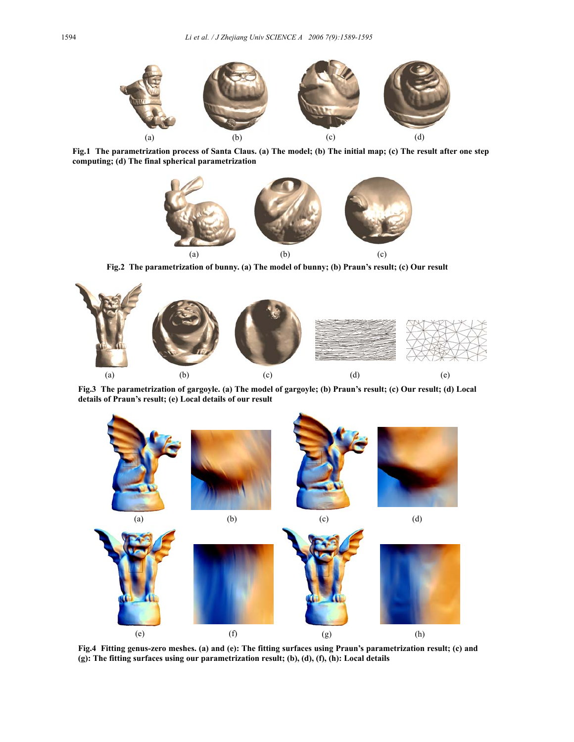(a) (b) (c) (d)

**Fig.1 The parametrization process of Santa Claus. (a) The model; (b) The initial map; (c) The result after one step computing; (d) The final spherical parametrization**

(a) (b) (c)

**Fig.2 The parametrization of bunny. (a) The model of bunny; (b) Praun's result; (c) Our result**

(a) (b) (c) (d) (e)

**Fig.3 The parametrization of gargoyle. (a) The model of gargoyle; (b) Praun's result; (c) Our result; (d) Local details of Praun's result; (e) Local details of our result**

(a) (b) (c) (d)

(e) (f) (g) (h)

**Fig.4 Fitting genus-zero meshes. (a) and (e): The fitting surfaces using Praun's parametrization result; (c) and (g): The fitting surfaces using our parametrization result; (b), (d), (f), (h): Local details**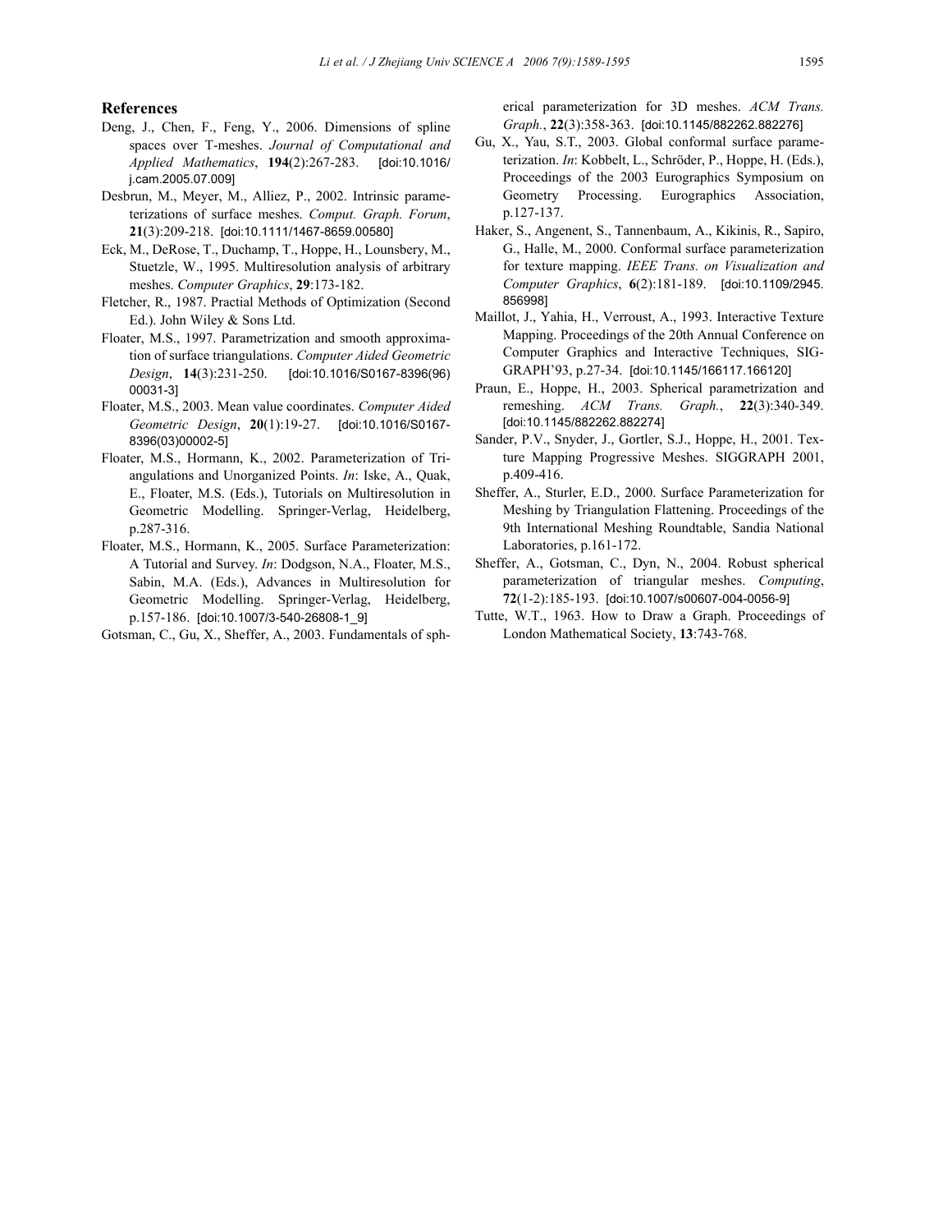## References

Deng, J., Chen, F., Feng, Y., 2006. Dimensions of spline spaces over T-meshes. *Journal of Computational and Applied Mathematics*, **194**(2):267-283. [doi:10.1016/j.cam.2005.07.009]

Desbrun, M., Meyer, M., Alliez, P., 2002. Intrinsic parameterizations of surface meshes. *Comput. Graph. Forum*, **21**(3):209-218. [doi:10.1111/1467-8659.00580]

Eck, M., DeRose, T., Duchamp, T., Hoppe, H., Lounsbery, M., Stuetzle, W., 1995. Multiresolution analysis of arbitrary meshes. *Computer Graphics*, **29**:173-182.

Fletcher, R., 1987. Practial Methods of Optimization (Second Ed.). John Wiley & Sons Ltd.

Floater, M.S., 1997. Parametrization and smooth approximation of surface triangulations. *Computer Aided Geometric Design*, **14**(3):231-250. [doi:10.1016/S0167-8396(96)00031-3]

Floater, M.S., 2003. Mean value coordinates. *Computer Aided Geometric Design*, **20**(1):19-27. [doi:10.1016/S0167-8396(03)00002-5]

Floater, M.S., Hormann, K., 2002. Parameterization of Triangulations and Unorganized Points. *In*: Iske, A., Quak, E., Floater, M.S. (Eds.), Tutorials on Multiresolution in Geometric Modelling. Springer-Verlag, Heidelberg, p.287-316.

Floater, M.S., Hormann, K., 2005. Surface Parameterization: A Tutorial and Survey. *In*: Dodgson, N.A., Floater, M.S., Sabin, M.A. (Eds.), Advances in Multiresolution for Geometric Modelling. Springer-Verlag, Heidelberg, p.157-186. [doi:10.1007/3-540-26808-1_9]

Gotsman, C., Gu, X., Sheffer, A., 2003. Fundamentals of spherical parameterization for 3D meshes. *ACM Trans. Graph.*, **22**(3):358-363. [doi:10.1145/882262.882276]

Gu, X., Yau, S.T., 2003. Global conformal surface parameterization. *In*: Kobbelt, L., Schröder, P., Hoppe, H. (Eds.), Proceedings of the 2003 Eurographics Symposium on Geometry Processing. Eurographics Association, p.127-137.

Haker, S., Angenent, S., Tannenbaum, A., Kikinis, R., Sapiro, G., Halle, M., 2000. Conformal surface parameterization for texture mapping. *IEEE Trans. on Visualization and Computer Graphics*, **6**(2):181-189. [doi:10.1109/2945.856998]

Maillot, J., Yahia, H., Verroust, A., 1993. Interactive Texture Mapping. Proceedings of the 20th Annual Conference on Computer Graphics and Interactive Techniques, SIGGRAPH'93, p.27-34. [doi:10.1145/166117.166120]

Praun, E., Hoppe, H., 2003. Spherical parametrization and remeshing. *ACM Trans. Graph.*, **22**(3):340-349. [doi:10.1145/882262.882274]

Sander, P.V., Snyder, J., Gortler, S.J., Hoppe, H., 2001. Texture Mapping Progressive Meshes. SIGGRAPH 2001, p.409-416.

Sheffer, A., Sturler, E.D., 2000. Surface Parameterization for Meshing by Triangulation Flattening. Proceedings of the 9th International Meshing Roundtable, Sandia National Laboratories, p.161-172.

Sheffer, A., Gotsman, C., Dyn, N., 2004. Robust spherical parameterization of triangular meshes. *Computing*, **72**(1-2):185-193. [doi:10.1007/s00607-004-0056-9]

Tutte, W.T., 1963. How to Draw a Graph. Proceedings of London Mathematical Society, **13**:743-768.